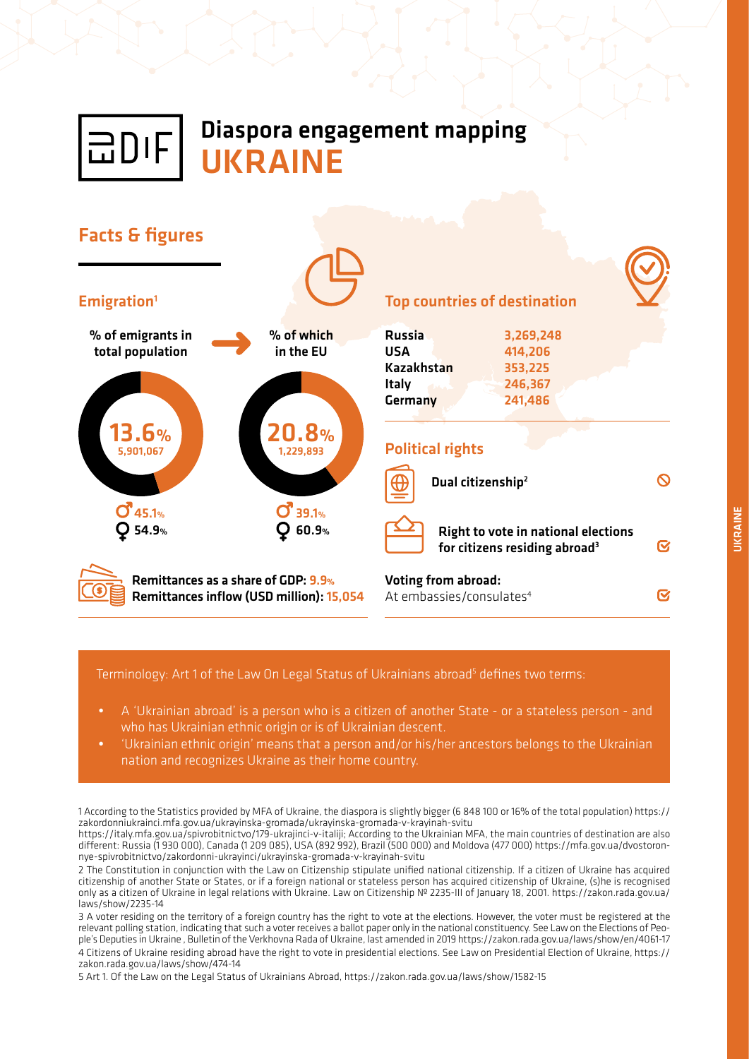# Diaspora engagement mapping UKRAINE

## Facts & figures

### Emigration[1]

| % of emigrants in total population | % of which in the EU |
|---|---|
| **13.6%** 5,901,067 | **20.8%** 1,229,893 |
| ♂ 45.1% | ♂ 39.1% |
| ♀ 54.9% | ♀ 60.9% |

**Remittances as a share of GDP:** 9.9%
**Remittances inflow (USD million):** 15,054

### Top countries of destination

| Country | Number |
|---|---|
| **Russia** | 3,269,248 |
| **USA** | 414,206 |
| **Kazakhstan** | 353,225 |
| **Italy** | 246,367 |
| **Germany** | 241,486 |

### Political rights

| | |
|---|---|
| **Dual citizenship**[2] | ⊘ |
| **Right to vote in national elections for citizens residing abroad**[3] | ☑ |

**Voting from abroad:**
At embassies/consulates[4] ☑

Terminology: Art 1 of the Law On Legal Status of Ukrainians abroad[5] defines two terms:

- A 'Ukrainian abroad' is a person who is a citizen of another State - or a stateless person - and who has Ukrainian ethnic origin or is of Ukrainian descent.
- 'Ukrainian ethnic origin' means that a person and/or his/her ancestors belongs to the Ukrainian nation and recognizes Ukraine as their home country.

1 According to the Statistics provided by MFA of Ukraine, the diaspora is slightly bigger (6 848 100 or 16% of the total population) https://zakordonniukrainci.mfa.gov.ua/ukrayinska-gromada/ukrayinska-gromada-v-krayinah-svitu
https://italy.mfa.gov.ua/spivrobitnictvo/179-ukrajinci-v-italiji; According to the Ukrainian MFA, the main countries of destination are also different: Russia (1 930 000), Canada (1 209 085), USA (892 992), Brazil (500 000) and Moldova (477 000) https://mfa.gov.ua/dvostoronnye-spivrobitnictvo/zakordonni-ukrayinci/ukrayinska-gromada-v-krayinah-svitu

2 The Constitution in conjunction with the Law on Citizenship stipulate unified national citizenship. If a citizen of Ukraine has acquired citizenship of another State or States, or if a foreign national or stateless person has acquired citizenship of Ukraine, (s)he is recognised only as a citizen of Ukraine in legal relations with Ukraine. Law on Citizenship № 2235-III of January 18, 2001. https://zakon.rada.gov.ua/laws/show/2235-14

3 A voter residing on the territory of a foreign country has the right to vote at the elections. However, the voter must be registered at the relevant polling station, indicating that such a voter receives a ballot paper only in the national constituency. See Law on the Elections of People's Deputies in Ukraine , Bulletin of the Verkhovna Rada of Ukraine, last amended in 2019 https://zakon.rada.gov.ua/laws/show/en/4061-17

4 Citizens of Ukraine residing abroad have the right to vote in presidential elections. See Law on Presidential Election of Ukraine, https://zakon.rada.gov.ua/laws/show/474-14

5 Art 1. Of the Law on the Legal Status of Ukrainians Abroad, https://zakon.rada.gov.ua/laws/show/1582-15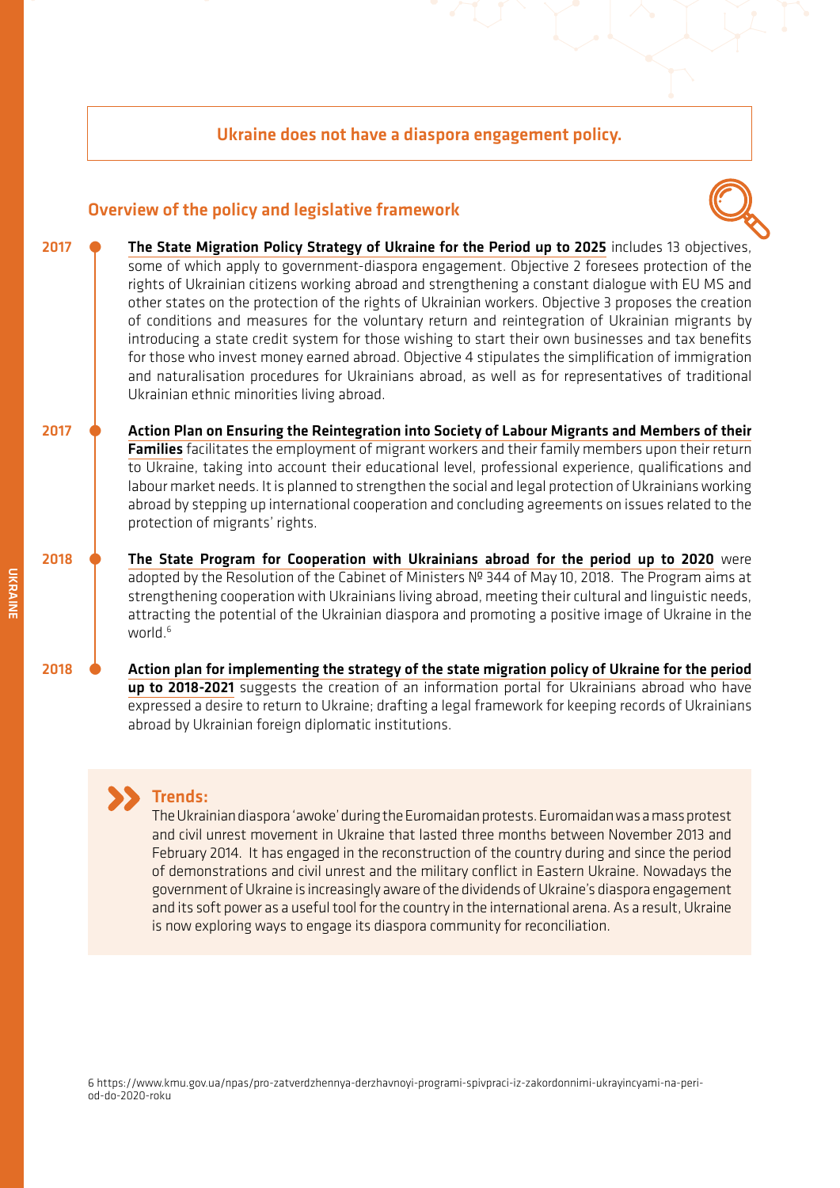**Ukraine does not have a diaspora engagement policy.**

## Overview of the policy and legislative framework

**2017** — **The State Migration Policy Strategy of Ukraine for the Period up to 2025** includes 13 objectives, some of which apply to government-diaspora engagement. Objective 2 foresees protection of the rights of Ukrainian citizens working abroad and strengthening a constant dialogue with EU MS and other states on the protection of the rights of Ukrainian workers. Objective 3 proposes the creation of conditions and measures for the voluntary return and reintegration of Ukrainian migrants by introducing a state credit system for those wishing to start their own businesses and tax benefits for those who invest money earned abroad. Objective 4 stipulates the simplification of immigration and naturalisation procedures for Ukrainians abroad, as well as for representatives of traditional Ukrainian ethnic minorities living abroad.

**2017** — **Action Plan on Ensuring the Reintegration into Society of Labour Migrants and Members of their Families** facilitates the employment of migrant workers and their family members upon their return to Ukraine, taking into account their educational level, professional experience, qualifications and labour market needs. It is planned to strengthen the social and legal protection of Ukrainians working abroad by stepping up international cooperation and concluding agreements on issues related to the protection of migrants' rights.

**2018** — **The State Program for Cooperation with Ukrainians abroad for the period up to 2020** were adopted by the Resolution of the Cabinet of Ministers № 344 of May 10, 2018. The Program aims at strengthening cooperation with Ukrainians living abroad, meeting their cultural and linguistic needs, attracting the potential of the Ukrainian diaspora and promoting a positive image of Ukraine in the world.[6]

**2018** — **Action plan for implementing the strategy of the state migration policy of Ukraine for the period up to 2018-2021** suggests the creation of an information portal for Ukrainians abroad who have expressed a desire to return to Ukraine; drafting a legal framework for keeping records of Ukrainians abroad by Ukrainian foreign diplomatic institutions.

### Trends:

The Ukrainian diaspora 'awoke' during the Euromaidan protests. Euromaidan was a mass protest and civil unrest movement in Ukraine that lasted three months between November 2013 and February 2014. It has engaged in the reconstruction of the country during and since the period of demonstrations and civil unrest and the military conflict in Eastern Ukraine. Nowadays the government of Ukraine is increasingly aware of the dividends of Ukraine's diaspora engagement and its soft power as a useful tool for the country in the international arena. As a result, Ukraine is now exploring ways to engage its diaspora community for reconciliation.

6 https://www.kmu.gov.ua/npas/pro-zatverdzhennya-derzhavnoyi-programi-spivpraci-iz-zakordonnimi-ukrayincyami-na-period-do-2020-roku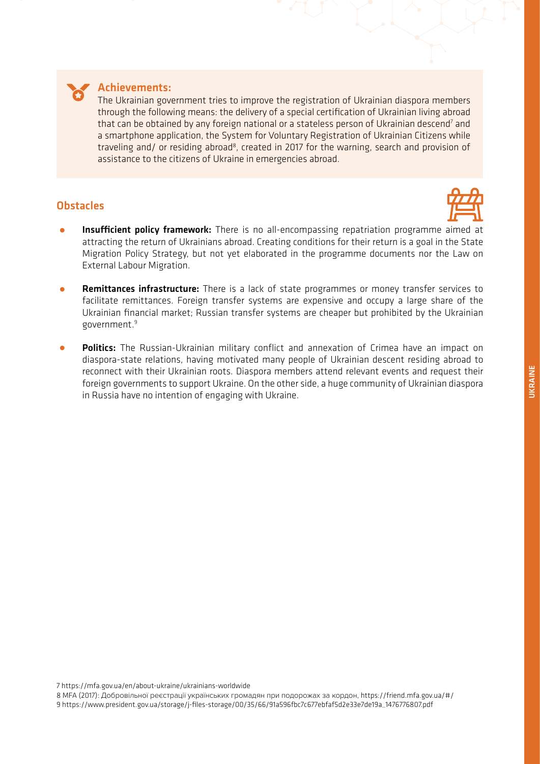## Achievements:

The Ukrainian government tries to improve the registration of Ukrainian diaspora members through the following means: the delivery of a special certification of Ukrainian living abroad that can be obtained by any foreign national or a stateless person of Ukrainian descend[7] and a smartphone application, the System for Voluntary Registration of Ukrainian Citizens while traveling and/ or residing abroad[8], created in 2017 for the warning, search and provision of assistance to the citizens of Ukraine in emergencies abroad.

## Obstacles

- **Insufficient policy framework:** There is no all-encompassing repatriation programme aimed at attracting the return of Ukrainians abroad. Creating conditions for their return is a goal in the State Migration Policy Strategy, but not yet elaborated in the programme documents nor the Law on External Labour Migration.
- **Remittances infrastructure:** There is a lack of state programmes or money transfer services to facilitate remittances. Foreign transfer systems are expensive and occupy a large share of the Ukrainian financial market; Russian transfer systems are cheaper but prohibited by the Ukrainian government.[9]
- **Politics:** The Russian-Ukrainian military conflict and annexation of Crimea have an impact on diaspora-state relations, having motivated many people of Ukrainian descent residing abroad to reconnect with their Ukrainian roots. Diaspora members attend relevant events and request their foreign governments to support Ukraine. On the other side, a huge community of Ukrainian diaspora in Russia have no intention of engaging with Ukraine.

7 https://mfa.gov.ua/en/about-ukraine/ukrainians-worldwide

8 MFA (2017): Добровільної реєстрації українських громадян при подорожах за кордон, https://friend.mfa.gov.ua/#/

9 https://www.president.gov.ua/storage/j-files-storage/00/35/66/91a596fbc7c677ebfaf5d2e33e7de19a_1476776807.pdf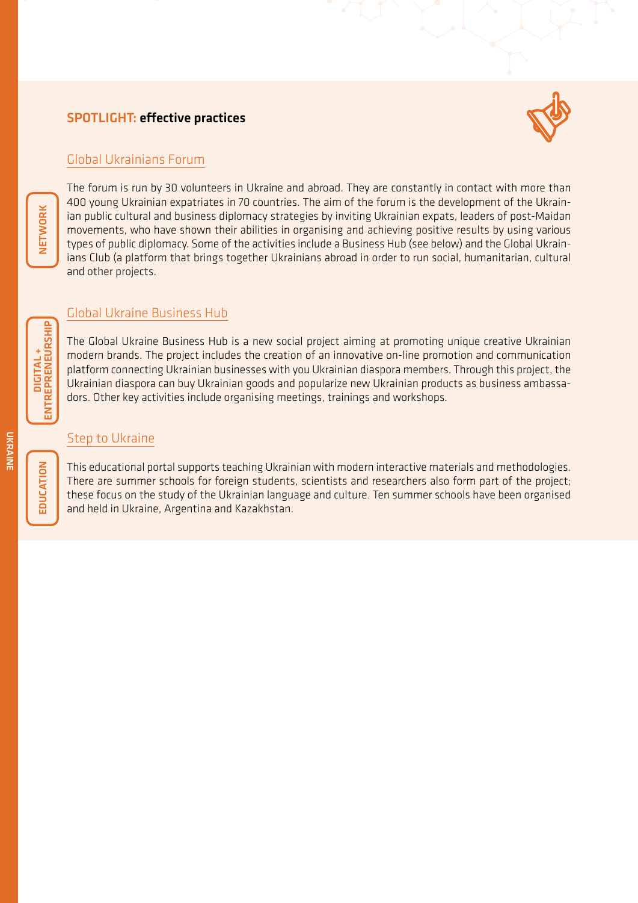## SPOTLIGHT: effective practices

### Global Ukrainians Forum

NETWORK

The forum is run by 30 volunteers in Ukraine and abroad. They are constantly in contact with more than 400 young Ukrainian expatriates in 70 countries. The aim of the forum is the development of the Ukrainian public cultural and business diplomacy strategies by inviting Ukrainian expats, leaders of post-Maidan movements, who have shown their abilities in organising and achieving positive results by using various types of public diplomacy. Some of the activities include a Business Hub (see below) and the Global Ukrainians Club (a platform that brings together Ukrainians abroad in order to run social, humanitarian, cultural and other projects.

### Global Ukraine Business Hub

DIGITAL + ENTREPRENEURSHIP

The Global Ukraine Business Hub is a new social project aiming at promoting unique creative Ukrainian modern brands. The project includes the creation of an innovative on-line promotion and communication platform connecting Ukrainian businesses with you Ukrainian diaspora members. Through this project, the Ukrainian diaspora can buy Ukrainian goods and popularize new Ukrainian products as business ambassadors. Other key activities include organising meetings, trainings and workshops.

### Step to Ukraine

EDUCATION

This educational portal supports teaching Ukrainian with modern interactive materials and methodologies. There are summer schools for foreign students, scientists and researchers also form part of the project; these focus on the study of the Ukrainian language and culture. Ten summer schools have been organised and held in Ukraine, Argentina and Kazakhstan.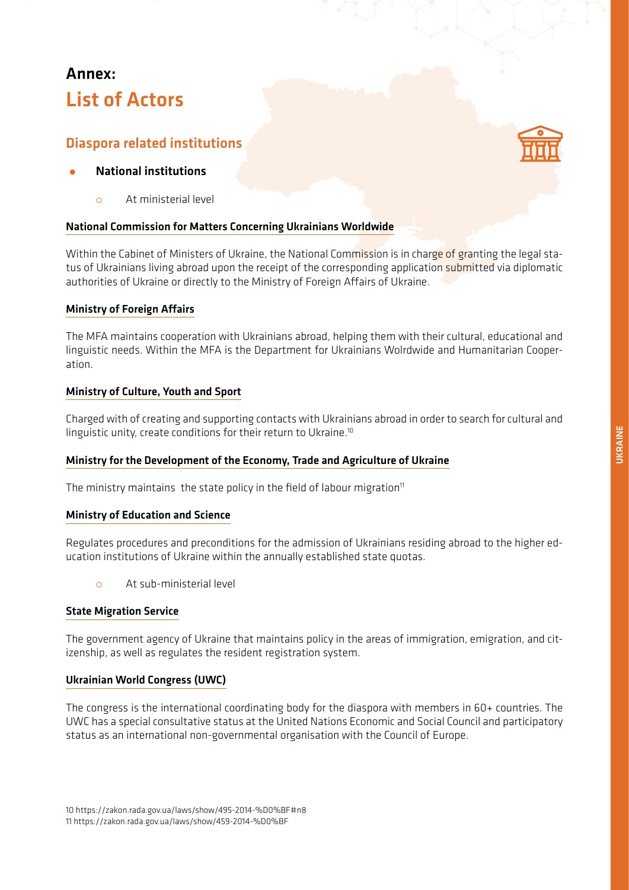# Annex:
# List of Actors

## Diapora related institutions

- **National institutions**
  - At ministerial level

### National Commission for Matters Concerning Ukrainians Worldwide

Within the Cabinet of Ministers of Ukraine, the National Commission is in charge of granting the legal status of Ukrainians living abroad upon the receipt of the corresponding application submitted via diplomatic authorities of Ukraine or directly to the Ministry of Foreign Affairs of Ukraine.

### Ministry of Foreign Affairs

The MFA maintains cooperation with Ukrainians abroad, helping them with their cultural, educational and linguistic needs. Within the MFA is the Department for Ukrainians Wolrdwide and Humanitarian Cooperation.

### Ministry of Culture, Youth and Sport

Charged with of creating and supporting contacts with Ukrainians abroad in order to search for cultural and linguistic unity, create conditions for their return to Ukraine.[10]

### Ministry for the Development of the Economy, Trade and Agriculture of Ukraine

The ministry maintains the state policy in the field of labour migration[11]

### Ministry of Education and Science

Regulates procedures and preconditions for the admission of Ukrainians residing abroad to the higher education institutions of Ukraine within the annually established state quotas.

- At sub-ministerial level

### State Migration Service

The government agency of Ukraine that maintains policy in the areas of immigration, emigration, and citizenship, as well as regulates the resident registration system.

### Ukrainian World Congress (UWC)

The congress is the international coordinating body for the diaspora with members in 60+ countries. The UWC has a special consultative status at the United Nations Economic and Social Council and participatory status as an international non-governmental organisation with the Council of Europe.

10 https://zakon.rada.gov.ua/laws/show/495-2014-%D0%BF#n8
11 https://zakon.rada.gov.ua/laws/show/459-2014-%D0%BF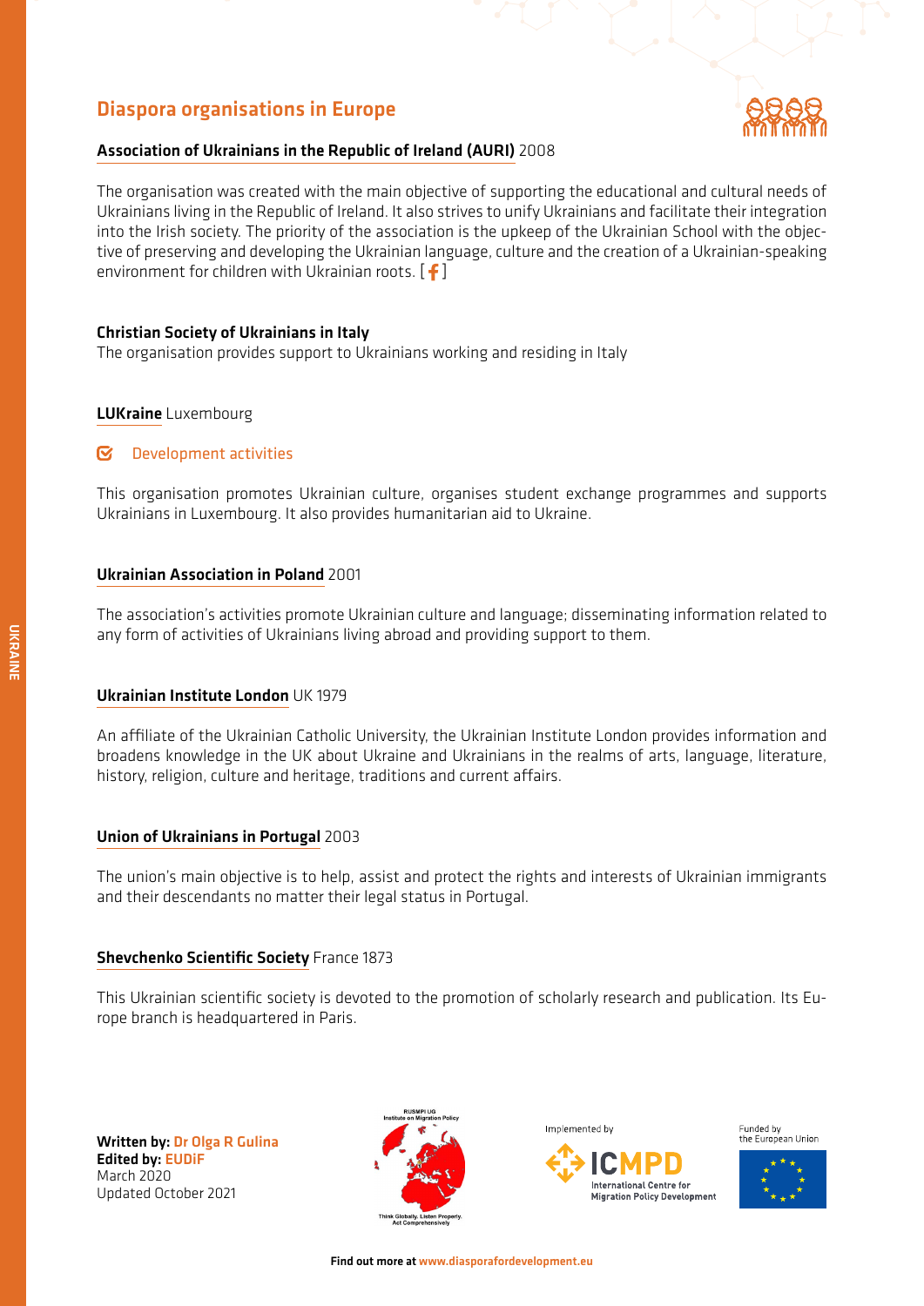## Diaspora organisations in Europe

**Association of Ukrainians in the Republic of Ireland (AURI)** 2008

The organisation was created with the main objective of supporting the educational and cultural needs of Ukrainians living in the Republic of Ireland. It also strives to unify Ukrainians and facilitate their integration into the Irish society. The priority of the association is the upkeep of the Ukrainian School with the objective of preserving and developing the Ukrainian language, culture and the creation of a Ukrainian-speaking environment for children with Ukrainian roots. [f]

**Christian Society of Ukrainians in Italy**
The organisation provides support to Ukrainians working and residing in Italy

**LUKraine** Luxembourg

- Development activities

This organisation promotes Ukrainian culture, organises student exchange programmes and supports Ukrainians in Luxembourg. It also provides humanitarian aid to Ukraine.

**Ukrainian Association in Poland** 2001

The association's activities promote Ukrainian culture and language; disseminating information related to any form of activities of Ukrainians living abroad and providing support to them.

**Ukrainian Institute London** UK 1979

An affiliate of the Ukrainian Catholic University, the Ukrainian Institute London provides information and broadens knowledge in the UK about Ukraine and Ukrainians in the realms of arts, language, literature, history, religion, culture and heritage, traditions and current affairs.

**Union of Ukrainians in Portugal** 2003

The union's main objective is to help, assist and protect the rights and interests of Ukrainian immigrants and their descendants no matter their legal status in Portugal.

**Shevchenko Scientific Society** France 1873

This Ukrainian scientific society is devoted to the promotion of scholarly research and publication. Its Europe branch is headquartered in Paris.

**Written by:** Dr Olga R Gulina
**Edited by:** EUDiF
March 2020
Updated October 2021

RUSMPI UG
Institute on Migration Policy
Think Globally. Listen Properly. Act Comprehensively

Implemented by
ICMPD
International Centre for Migration Policy Development

Funded by the European Union

**Find out more at** www.diasporafordevelopment.eu